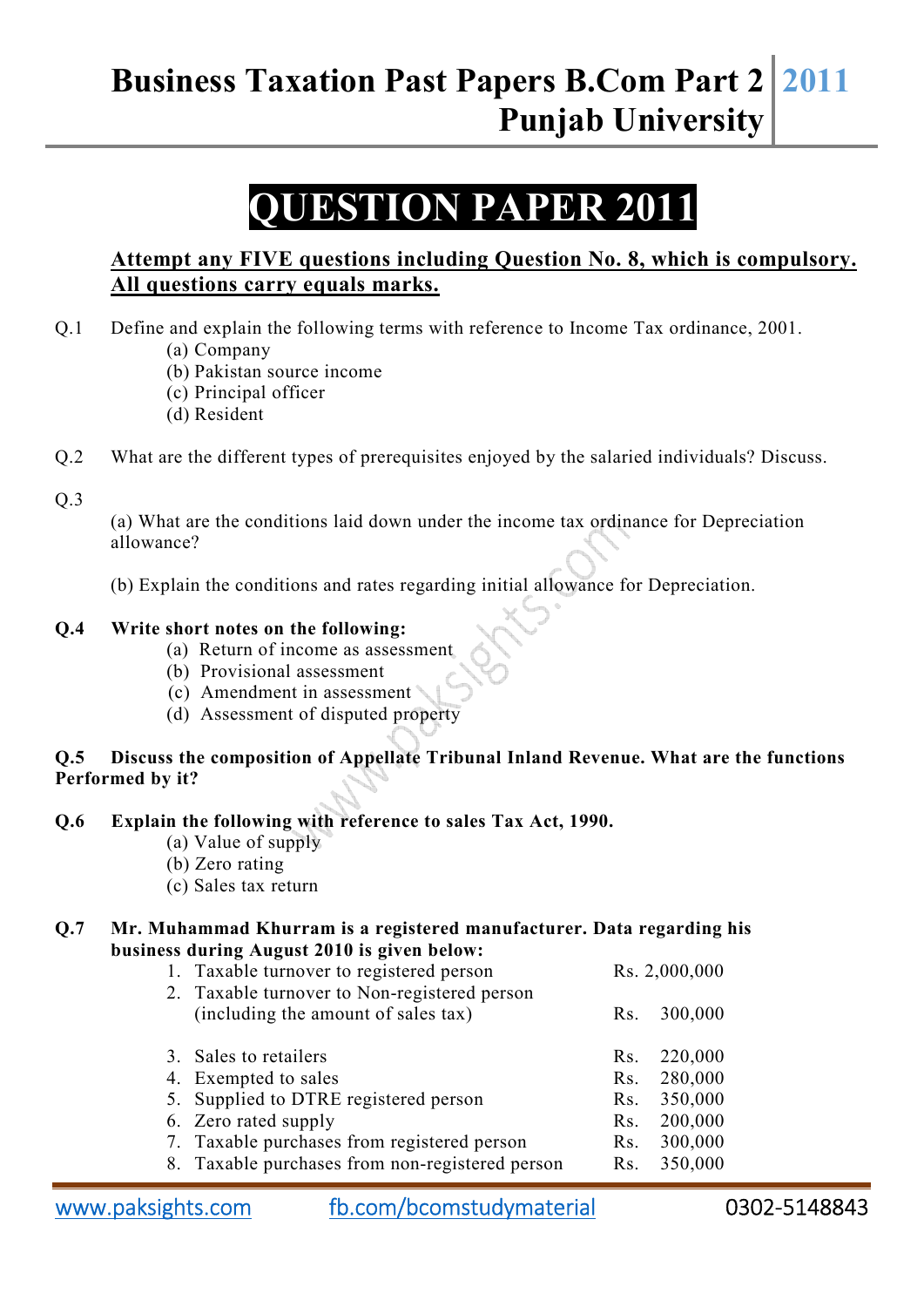# Business Taxation Past Papers B.Com Part 2 Punjab University | 2011

## QUESTION PAPER 2011

**Attempt any FIVE questions including Question No. 8, which is compulsory. All questions carry equals marks.**

Q.1 Define and explain the following terms with reference to Income Tax ordinance, 2001.

(a) Company
(b) Pakistan source income
(c) Principal officer
(d) Resident

Q.2 What are the different types of prerequisites enjoyed by the salaried individuals? Discuss.

Q.3

(a) What are the conditions laid down under the income tax ordinance for Depreciation allowance?

(b) Explain the conditions and rates regarding initial allowance for Depreciation.

**Q.4 Write short notes on the following:**

(a) Return of income as assessment
(b) Provisional assessment
(c) Amendment in assessment
(d) Assessment of disputed property

**Q.5 Discuss the composition of Appellate Tribunal Inland Revenue. What are the functions Performed by it?**

**Q.6 Explain the following with reference to sales Tax Act, 1990.**

(a) Value of supply
(b) Zero rating
(c) Sales tax return

**Q.7 Mr. Muhammad Khurram is a registered manufacturer. Data regarding his business during August 2010 is given below:**

| | | |
|---|---|---|
| 1. | Taxable turnover to registered person | Rs. 2,000,000 |
| 2. | Taxable turnover to Non-registered person (including the amount of sales tax) | Rs. 300,000 |
| 3. | Sales to retailers | Rs. 220,000 |
| 4. | Exempted to sales | Rs. 280,000 |
| 5. | Supplied to DTRE registered person | Rs. 350,000 |
| 6. | Zero rated supply | Rs. 200,000 |
| 7. | Taxable purchases from registered person | Rs. 300,000 |
| 8. | Taxable purchases from non-registered person | Rs. 350,000 |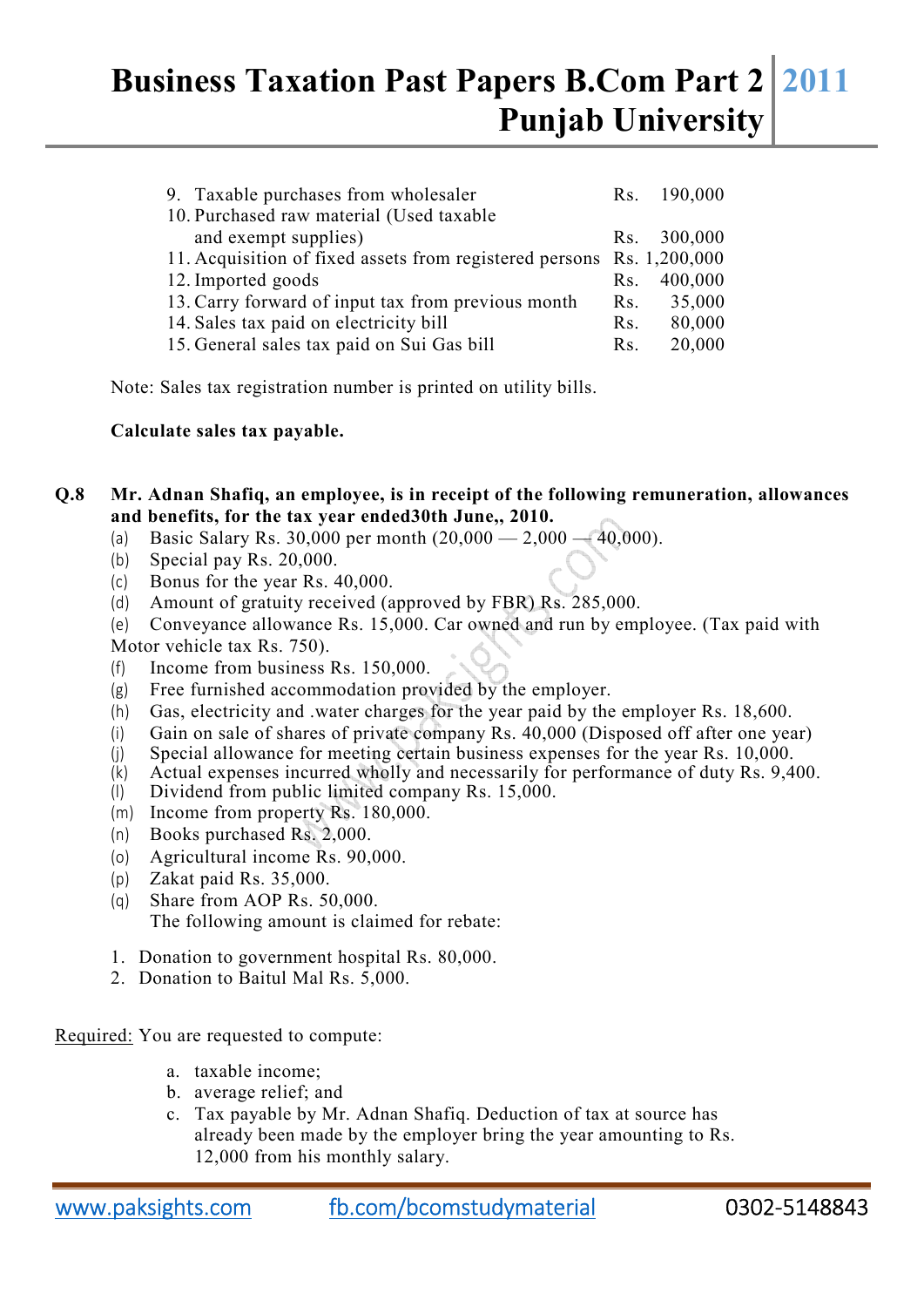| | | |
|---|---|---|
| 9. Taxable purchases from wholesaler | Rs. | 190,000 |
| 10. Purchased raw material (Used taxable and exempt supplies) | Rs. | 300,000 |
| 11. Acquisition of fixed assets from registered persons | Rs. | 1,200,000 |
| 12. Imported goods | Rs. | 400,000 |
| 13. Carry forward of input tax from previous month | Rs. | 35,000 |
| 14. Sales tax paid on electricity bill | Rs. | 80,000 |
| 15. General sales tax paid on Sui Gas bill | Rs. | 20,000 |

Note: Sales tax registration number is printed on utility bills.

**Calculate sales tax payable.**

**Q.8 Mr. Adnan Shafiq, an employee, is in receipt of the following remuneration, allowances and benefits, for the tax year ended30th June,, 2010.**

(a) Basic Salary Rs. 30,000 per month (20,000 — 2,000 — 40,000).
(b) Special pay Rs. 20,000.
(c) Bonus for the year Rs. 40,000.
(d) Amount of gratuity received (approved by FBR) Rs. 285,000.
(e) Conveyance allowance Rs. 15,000. Car owned and run by employee. (Tax paid with Motor vehicle tax Rs. 750).
(f) Income from business Rs. 150,000.
(g) Free furnished accommodation provided by the employer.
(h) Gas, electricity and .water charges for the year paid by the employer Rs. 18,600.
(i) Gain on sale of shares of private company Rs. 40,000 (Disposed off after one year)
(j) Special allowance for meeting certain business expenses for the year Rs. 10,000.
(k) Actual expenses incurred wholly and necessarily for performance of duty Rs. 9,400.
(l) Dividend from public limited company Rs. 15,000.
(m) Income from property Rs. 180,000.
(n) Books purchased Rs. 2,000.
(o) Agricultural income Rs. 90,000.
(p) Zakat paid Rs. 35,000.
(q) Share from AOP Rs. 50,000.
The following amount is claimed for rebate:

1. Donation to government hospital Rs. 80,000.
2. Donation to Baitul Mal Rs. 5,000.

Required: You are requested to compute:

a. taxable income;
b. average relief; and
c. Tax payable by Mr. Adnan Shafiq. Deduction of tax at source has already been made by the employer bring the year amounting to Rs. 12,000 from his monthly salary.